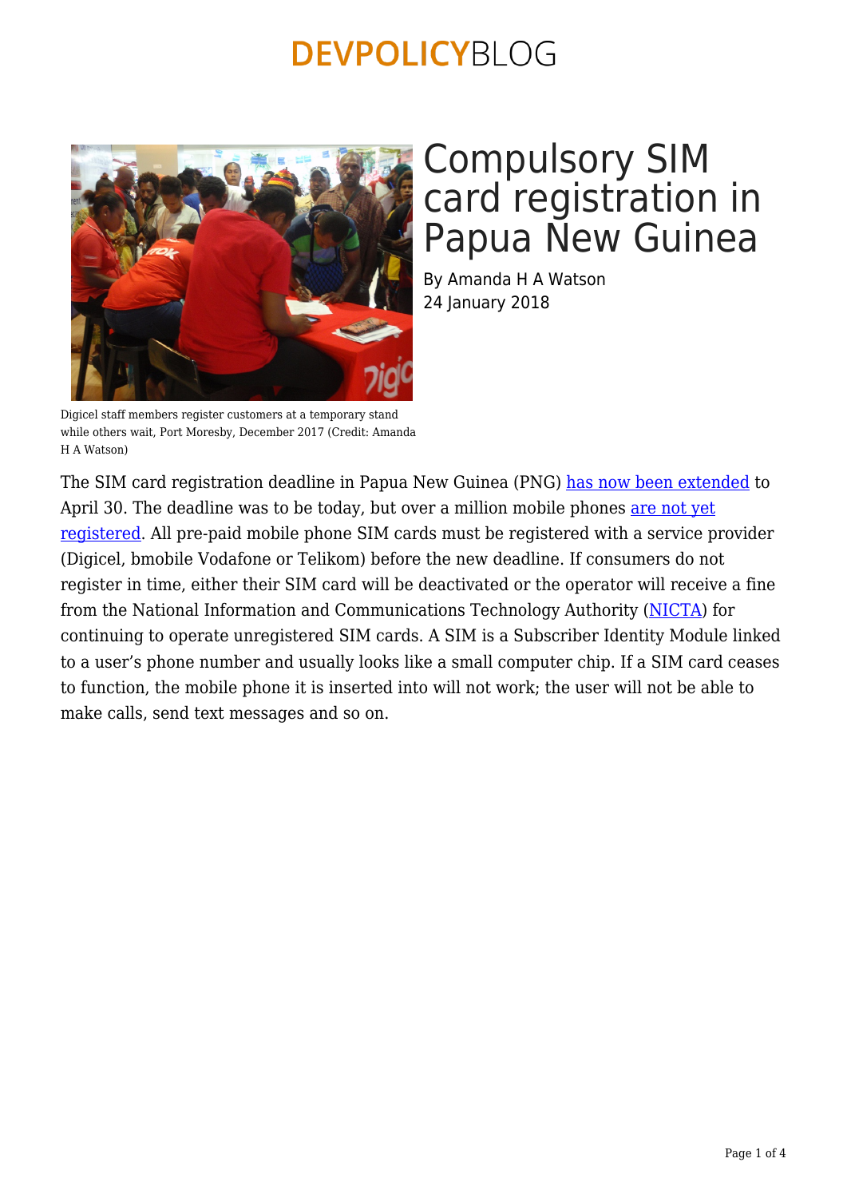# Compulsory SIM card registration in Papua New Guinea

By Amanda H A Watson
24 January 2018

Digicel staff members register customers at a temporary stand while others wait, Port Moresby, December 2017 (Credit: Amanda H A Watson)

The SIM card registration deadline in Papua New Guinea (PNG) has now been extended to April 30. The deadline was to be today, but over a million mobile phones are not yet registered. All pre-paid mobile phone SIM cards must be registered with a service provider (Digicel, bmobile Vodafone or Telikom) before the new deadline. If consumers do not register in time, either their SIM card will be deactivated or the operator will receive a fine from the National Information and Communications Technology Authority (NICTA) for continuing to operate unregistered SIM cards. A SIM is a Subscriber Identity Module linked to a user's phone number and usually looks like a small computer chip. If a SIM card ceases to function, the mobile phone it is inserted into will not work; the user will not be able to make calls, send text messages and so on.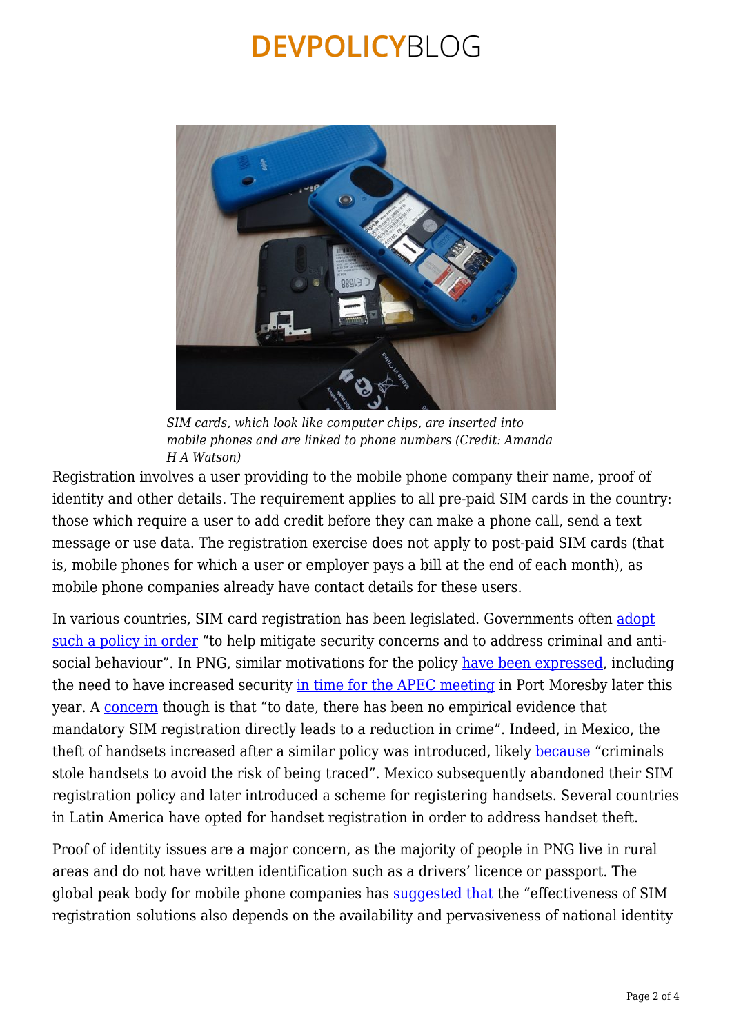SIM cards, which look like computer chips, are inserted into mobile phones and are linked to phone numbers (Credit: Amanda H A Watson)

Registration involves a user providing to the mobile phone company their name, proof of identity and other details. The requirement applies to all pre-paid SIM cards in the country: those which require a user to add credit before they can make a phone call, send a text message or use data. The registration exercise does not apply to post-paid SIM cards (that is, mobile phones for which a user or employer pays a bill at the end of each month), as mobile phone companies already have contact details for these users.

In various countries, SIM card registration has been legislated. Governments often adopt such a policy in order "to help mitigate security concerns and to address criminal and anti-social behaviour". In PNG, similar motivations for the policy have been expressed, including the need to have increased security in time for the APEC meeting in Port Moresby later this year. A concern though is that "to date, there has been no empirical evidence that mandatory SIM registration directly leads to a reduction in crime". Indeed, in Mexico, the theft of handsets increased after a similar policy was introduced, likely because "criminals stole handsets to avoid the risk of being traced". Mexico subsequently abandoned their SIM registration policy and later introduced a scheme for registering handsets. Several countries in Latin America have opted for handset registration in order to address handset theft.

Proof of identity issues are a major concern, as the majority of people in PNG live in rural areas and do not have written identification such as a drivers' licence or passport. The global peak body for mobile phone companies has suggested that the "effectiveness of SIM registration solutions also depends on the availability and pervasiveness of national identity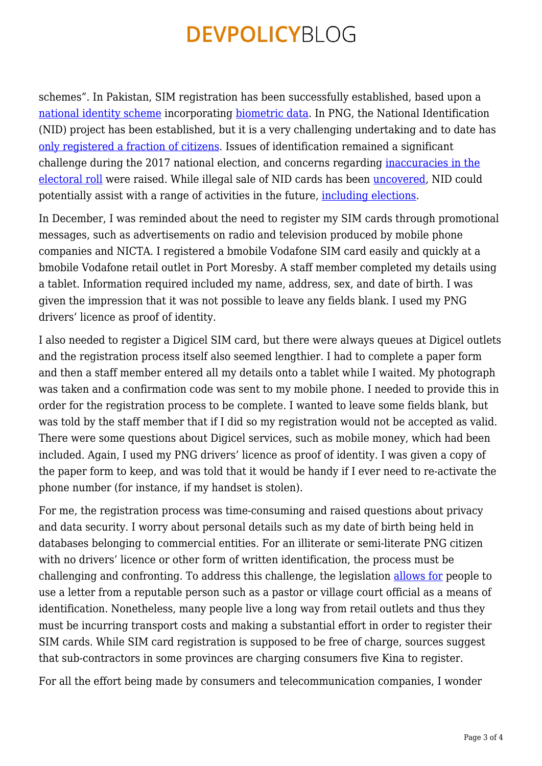schemes". In Pakistan, SIM registration has been successfully established, based upon a national identity scheme incorporating biometric data. In PNG, the National Identification (NID) project has been established, but it is a very challenging undertaking and to date has only registered a fraction of citizens. Issues of identification remained a significant challenge during the 2017 national election, and concerns regarding inaccuracies in the electoral roll were raised. While illegal sale of NID cards has been uncovered, NID could potentially assist with a range of activities in the future, including elections.

In December, I was reminded about the need to register my SIM cards through promotional messages, such as advertisements on radio and television produced by mobile phone companies and NICTA. I registered a bmobile Vodafone SIM card easily and quickly at a bmobile Vodafone retail outlet in Port Moresby. A staff member completed my details using a tablet. Information required included my name, address, sex, and date of birth. I was given the impression that it was not possible to leave any fields blank. I used my PNG drivers' licence as proof of identity.

I also needed to register a Digicel SIM card, but there were always queues at Digicel outlets and the registration process itself also seemed lengthier. I had to complete a paper form and then a staff member entered all my details onto a tablet while I waited. My photograph was taken and a confirmation code was sent to my mobile phone. I needed to provide this in order for the registration process to be complete. I wanted to leave some fields blank, but was told by the staff member that if I did so my registration would not be accepted as valid. There were some questions about Digicel services, such as mobile money, which had been included. Again, I used my PNG drivers' licence as proof of identity. I was given a copy of the paper form to keep, and was told that it would be handy if I ever need to re-activate the phone number (for instance, if my handset is stolen).

For me, the registration process was time-consuming and raised questions about privacy and data security. I worry about personal details such as my date of birth being held in databases belonging to commercial entities. For an illiterate or semi-literate PNG citizen with no drivers' licence or other form of written identification, the process must be challenging and confronting. To address this challenge, the legislation allows for people to use a letter from a reputable person such as a pastor or village court official as a means of identification. Nonetheless, many people live a long way from retail outlets and thus they must be incurring transport costs and making a substantial effort in order to register their SIM cards. While SIM card registration is supposed to be free of charge, sources suggest that sub-contractors in some provinces are charging consumers five Kina to register.

For all the effort being made by consumers and telecommunication companies, I wonder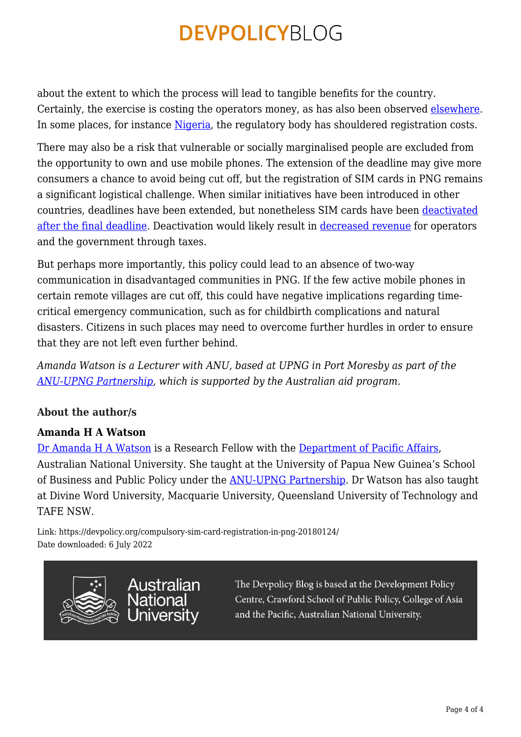about the extent to which the process will lead to tangible benefits for the country. Certainly, the exercise is costing the operators money, as has also been observed elsewhere. In some places, for instance Nigeria, the regulatory body has shouldered registration costs.

There may also be a risk that vulnerable or socially marginalised people are excluded from the opportunity to own and use mobile phones. The extension of the deadline may give more consumers a chance to avoid being cut off, but the registration of SIM cards in PNG remains a significant logistical challenge. When similar initiatives have been introduced in other countries, deadlines have been extended, but nonetheless SIM cards have been deactivated after the final deadline. Deactivation would likely result in decreased revenue for operators and the government through taxes.

But perhaps more importantly, this policy could lead to an absence of two-way communication in disadvantaged communities in PNG. If the few active mobile phones in certain remote villages are cut off, this could have negative implications regarding time-critical emergency communication, such as for childbirth complications and natural disasters. Citizens in such places may need to overcome further hurdles in order to ensure that they are not left even further behind.

*Amanda Watson is a Lecturer with ANU, based at UPNG in Port Moresby as part of the ANU-UPNG Partnership, which is supported by the Australian aid program.*

#### About the author/s

**Amanda H A Watson**
Dr Amanda H A Watson is a Research Fellow with the Department of Pacific Affairs, Australian National University. She taught at the University of Papua New Guinea's School of Business and Public Policy under the ANU-UPNG Partnership. Dr Watson has also taught at Divine Word University, Macquarie University, Queensland University of Technology and TAFE NSW.

Link: https://devpolicy.org/compulsory-sim-card-registration-in-png-20180124/
Date downloaded: 6 July 2022

The Devpolicy Blog is based at the Development Policy Centre, Crawford School of Public Policy, College of Asia and the Pacific, Australian National University.